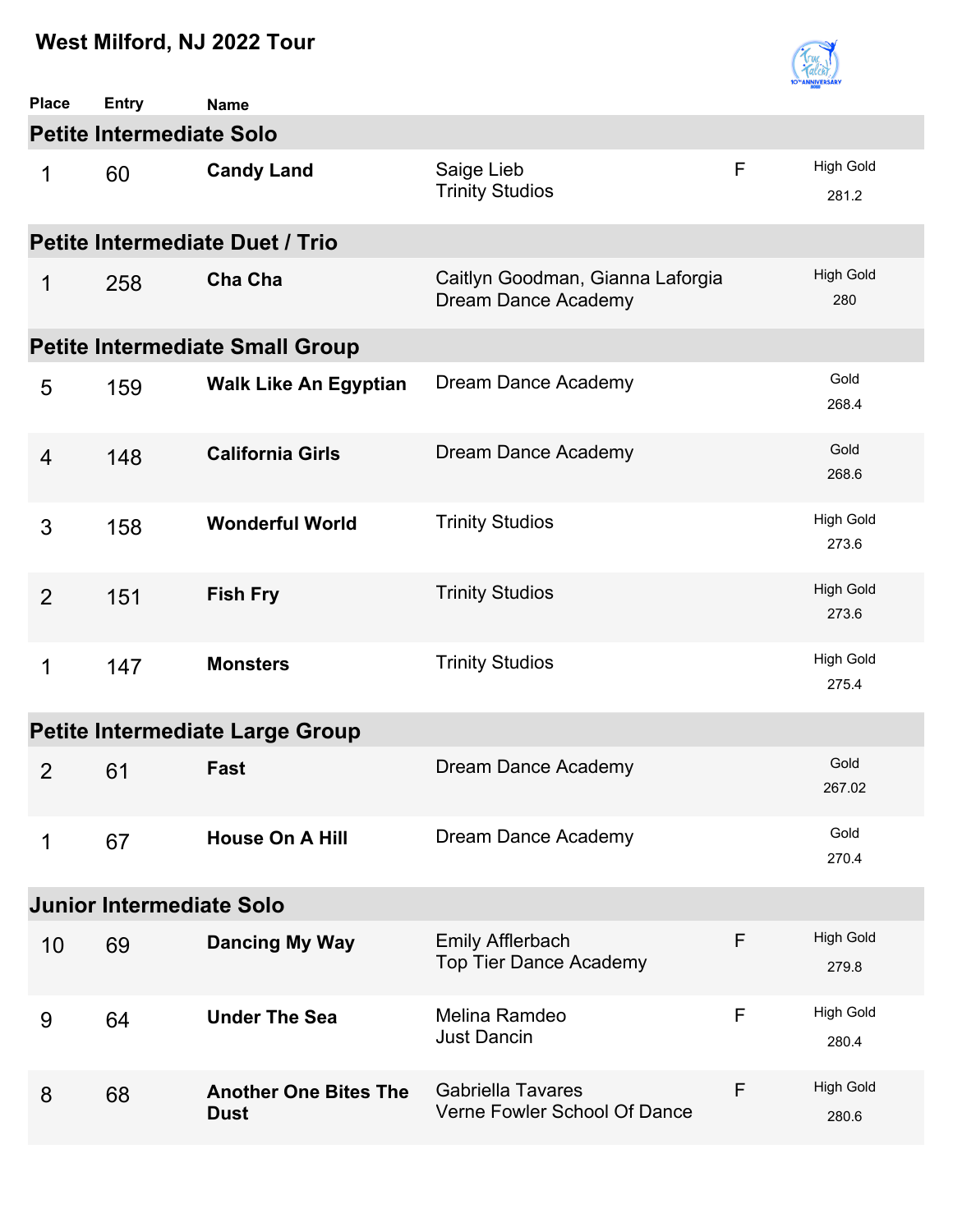# West Milford, NJ 2022 Tour

| Place | Entry | Name | | | |
|---|---|---|---|---|---|
| **Petite Intermediate Solo** | | | | | |
| 1 | 60 | **Candy Land** | Saige Lieb<br>Trinity Studios | F | High Gold<br>281.2 |
| **Petite Intermediate Duet / Trio** | | | | | |
| 1 | 258 | **Cha Cha** | Caitlyn Goodman, Gianna Laforgia<br>Dream Dance Academy | | High Gold<br>280 |
| **Petite Intermediate Small Group** | | | | | |
| 5 | 159 | **Walk Like An Egyptian** | Dream Dance Academy | | Gold<br>268.4 |
| 4 | 148 | **California Girls** | Dream Dance Academy | | Gold<br>268.6 |
| 3 | 158 | **Wonderful World** | Trinity Studios | | High Gold<br>273.6 |
| 2 | 151 | **Fish Fry** | Trinity Studios | | High Gold<br>273.6 |
| 1 | 147 | **Monsters** | Trinity Studios | | High Gold<br>275.4 |
| **Petite Intermediate Large Group** | | | | | |
| 2 | 61 | **Fast** | Dream Dance Academy | | Gold<br>267.02 |
| 1 | 67 | **House On A Hill** | Dream Dance Academy | | Gold<br>270.4 |
| **Junior Intermediate Solo** | | | | | |
| 10 | 69 | **Dancing My Way** | Emily Afflerbach<br>Top Tier Dance Academy | F | High Gold<br>279.8 |
| 9 | 64 | **Under The Sea** | Melina Ramdeo<br>Just Dancin | F | High Gold<br>280.4 |
| 8 | 68 | **Another One Bites The Dust** | Gabriella Tavares<br>Verne Fowler School Of Dance | F | High Gold<br>280.6 |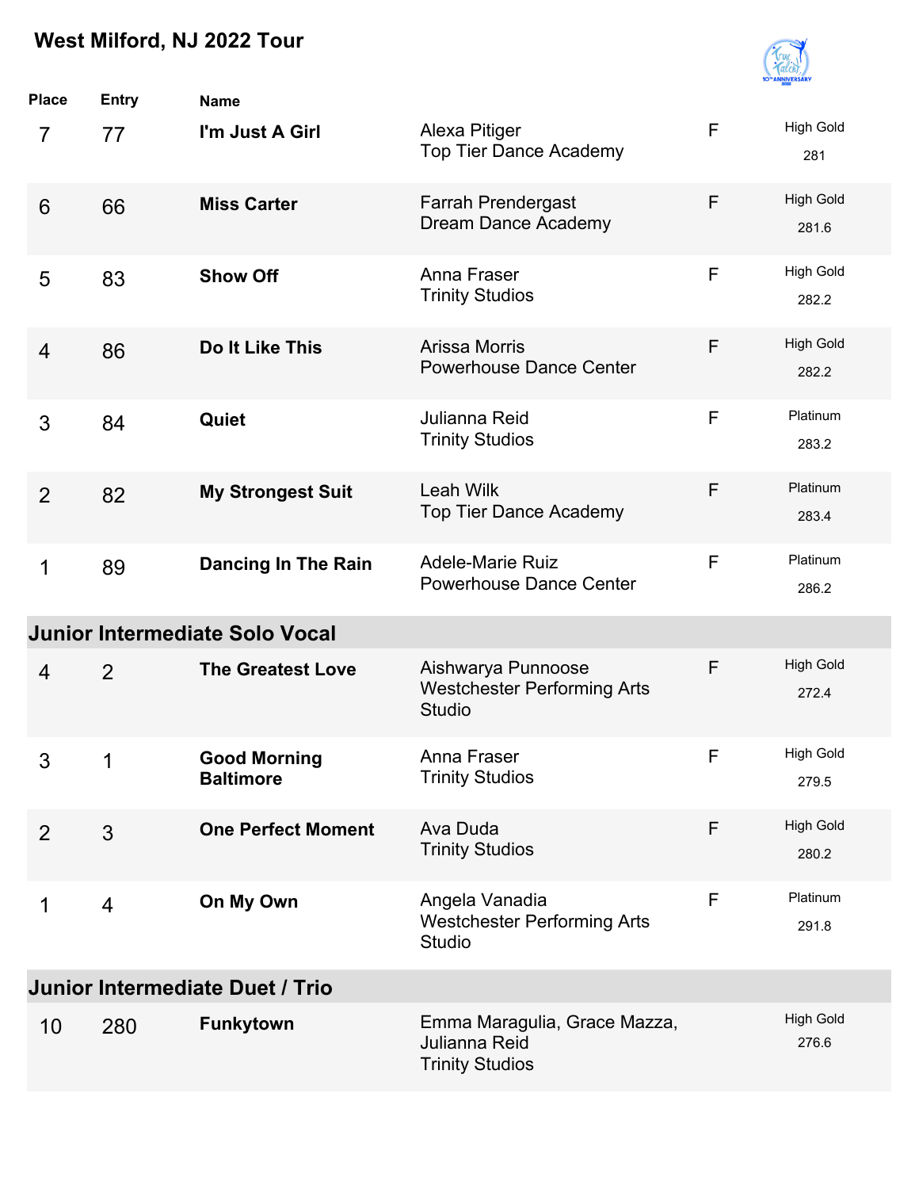## West Milford, NJ 2022 Tour

| Place | Entry | Name | | | |
|---|---|---|---|---|---|
| 7 | 77 | **I'm Just A Girl** | Alexa Pitiger<br>Top Tier Dance Academy | F | High Gold<br>281 |
| 6 | 66 | **Miss Carter** | Farrah Prendergast<br>Dream Dance Academy | F | High Gold<br>281.6 |
| 5 | 83 | **Show Off** | Anna Fraser<br>Trinity Studios | F | High Gold<br>282.2 |
| 4 | 86 | **Do It Like This** | Arissa Morris<br>Powerhouse Dance Center | F | High Gold<br>282.2 |
| 3 | 84 | **Quiet** | Julianna Reid<br>Trinity Studios | F | Platinum<br>283.2 |
| 2 | 82 | **My Strongest Suit** | Leah Wilk<br>Top Tier Dance Academy | F | Platinum<br>283.4 |
| 1 | 89 | **Dancing In The Rain** | Adele-Marie Ruiz<br>Powerhouse Dance Center | F | Platinum<br>286.2 |

### Junior Intermediate Solo Vocal

| Place | Entry | Name | | | |
|---|---|---|---|---|---|
| 4 | 2 | **The Greatest Love** | Aishwarya Punnoose<br>Westchester Performing Arts Studio | F | High Gold<br>272.4 |
| 3 | 1 | **Good Morning Baltimore** | Anna Fraser<br>Trinity Studios | F | High Gold<br>279.5 |
| 2 | 3 | **One Perfect Moment** | Ava Duda<br>Trinity Studios | F | High Gold<br>280.2 |
| 1 | 4 | **On My Own** | Angela Vanadia<br>Westchester Performing Arts Studio | F | Platinum<br>291.8 |

### Junior Intermediate Duet / Trio

| Place | Entry | Name | | | |
|---|---|---|---|---|---|
| 10 | 280 | **Funkytown** | Emma Maragulia, Grace Mazza, Julianna Reid<br>Trinity Studios | | High Gold<br>276.6 |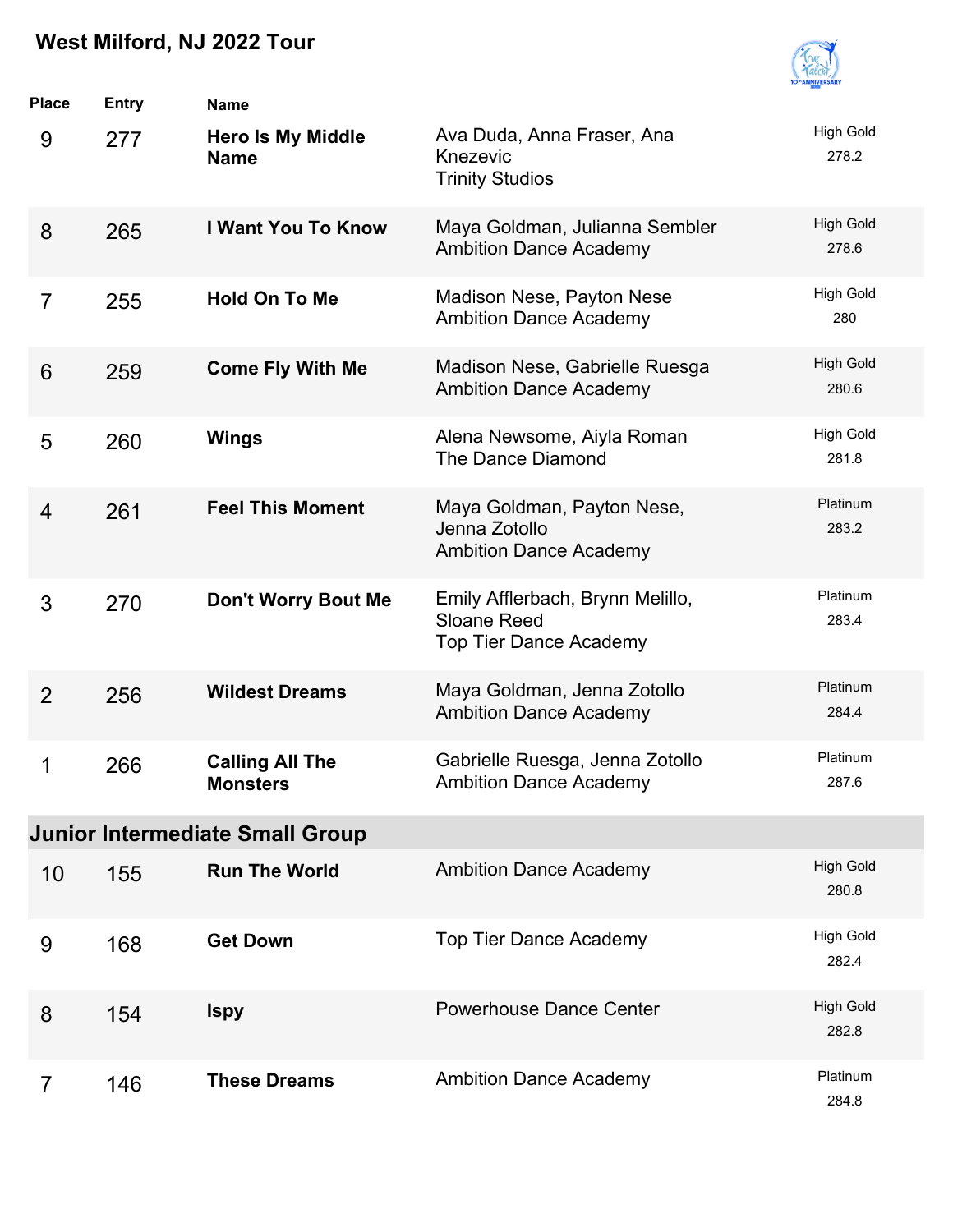## West Milford, NJ 2022 Tour

| Place | Entry | Name | | |
| --- | --- | --- | --- | --- |
| 9 | 277 | **Hero Is My Middle Name** | Ava Duda, Anna Fraser, Ana Knezevic<br>Trinity Studios | High Gold<br>278.2 |
| 8 | 265 | **I Want You To Know** | Maya Goldman, Julianna Sembler<br>Ambition Dance Academy | High Gold<br>278.6 |
| 7 | 255 | **Hold On To Me** | Madison Nese, Payton Nese<br>Ambition Dance Academy | High Gold<br>280 |
| 6 | 259 | **Come Fly With Me** | Madison Nese, Gabrielle Ruesga<br>Ambition Dance Academy | High Gold<br>280.6 |
| 5 | 260 | **Wings** | Alena Newsome, Aiyla Roman<br>The Dance Diamond | High Gold<br>281.8 |
| 4 | 261 | **Feel This Moment** | Maya Goldman, Payton Nese, Jenna Zotollo<br>Ambition Dance Academy | Platinum<br>283.2 |
| 3 | 270 | **Don't Worry Bout Me** | Emily Afflerbach, Brynn Melillo, Sloane Reed<br>Top Tier Dance Academy | Platinum<br>283.4 |
| 2 | 256 | **Wildest Dreams** | Maya Goldman, Jenna Zotollo<br>Ambition Dance Academy | Platinum<br>284.4 |
| 1 | 266 | **Calling All The Monsters** | Gabrielle Ruesga, Jenna Zotollo<br>Ambition Dance Academy | Platinum<br>287.6 |

### Junior Intermediate Small Group

| Place | Entry | Name | | |
| --- | --- | --- | --- | --- |
| 10 | 155 | **Run The World** | Ambition Dance Academy | High Gold<br>280.8 |
| 9 | 168 | **Get Down** | Top Tier Dance Academy | High Gold<br>282.4 |
| 8 | 154 | **Ispy** | Powerhouse Dance Center | High Gold<br>282.8 |
| 7 | 146 | **These Dreams** | Ambition Dance Academy | Platinum<br>284.8 |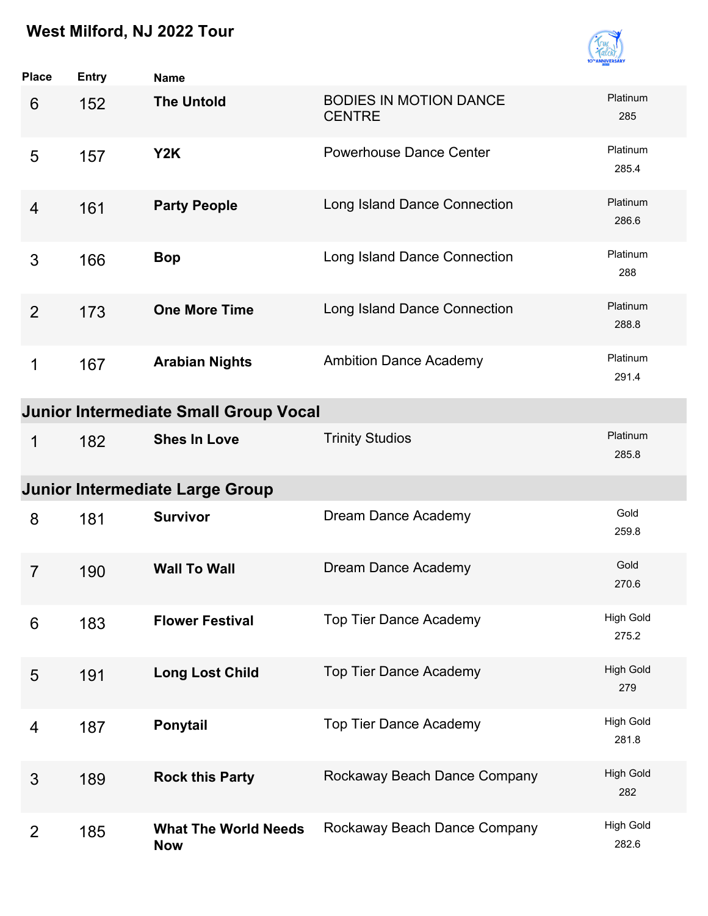# West Milford, NJ 2022 Tour

| Place | Entry | Name | | |
|---|---|---|---|---|
| 6 | 152 | **The Untold** | BODIES IN MOTION DANCE CENTRE | Platinum 285 |
| 5 | 157 | **Y2K** | Powerhouse Dance Center | Platinum 285.4 |
| 4 | 161 | **Party People** | Long Island Dance Connection | Platinum 286.6 |
| 3 | 166 | **Bop** | Long Island Dance Connection | Platinum 288 |
| 2 | 173 | **One More Time** | Long Island Dance Connection | Platinum 288.8 |
| 1 | 167 | **Arabian Nights** | Ambition Dance Academy | Platinum 291.4 |

## Junior Intermediate Small Group Vocal

| Place | Entry | Name | | |
|---|---|---|---|---|
| 1 | 182 | **Shes In Love** | Trinity Studios | Platinum 285.8 |

## Junior Intermediate Large Group

| Place | Entry | Name | | |
|---|---|---|---|---|
| 8 | 181 | **Survivor** | Dream Dance Academy | Gold 259.8 |
| 7 | 190 | **Wall To Wall** | Dream Dance Academy | Gold 270.6 |
| 6 | 183 | **Flower Festival** | Top Tier Dance Academy | High Gold 275.2 |
| 5 | 191 | **Long Lost Child** | Top Tier Dance Academy | High Gold 279 |
| 4 | 187 | **Ponytail** | Top Tier Dance Academy | High Gold 281.8 |
| 3 | 189 | **Rock this Party** | Rockaway Beach Dance Company | High Gold 282 |
| 2 | 185 | **What The World Needs Now** | Rockaway Beach Dance Company | High Gold 282.6 |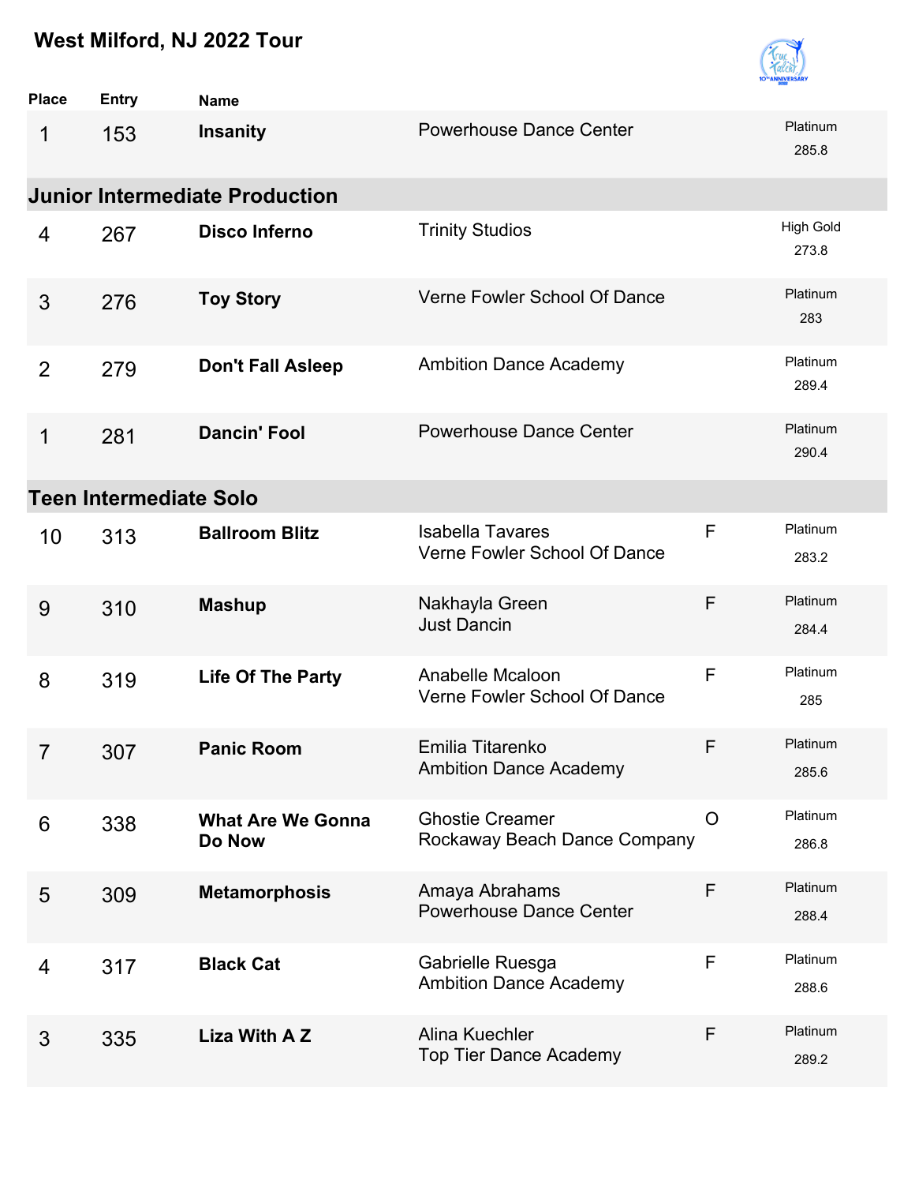## West Milford, NJ 2022 Tour

| Place | Entry | Name | | | |
|---|---|---|---|---|---|
| 1 | 153 | **Insanity** | Powerhouse Dance Center | | Platinum 285.8 |

### Junior Intermediate Production

| Place | Entry | Name | | | |
|---|---|---|---|---|---|
| 4 | 267 | **Disco Inferno** | Trinity Studios | | High Gold 273.8 |
| 3 | 276 | **Toy Story** | Verne Fowler School Of Dance | | Platinum 283 |
| 2 | 279 | **Don't Fall Asleep** | Ambition Dance Academy | | Platinum 289.4 |
| 1 | 281 | **Dancin' Fool** | Powerhouse Dance Center | | Platinum 290.4 |

### Teen Intermediate Solo

| Place | Entry | Name | | | |
|---|---|---|---|---|---|
| 10 | 313 | **Ballroom Blitz** | Isabella Tavares<br>Verne Fowler School Of Dance | F | Platinum 283.2 |
| 9 | 310 | **Mashup** | Nakhayla Green<br>Just Dancin | F | Platinum 284.4 |
| 8 | 319 | **Life Of The Party** | Anabelle Mcaloon<br>Verne Fowler School Of Dance | F | Platinum 285 |
| 7 | 307 | **Panic Room** | Emilia Titarenko<br>Ambition Dance Academy | F | Platinum 285.6 |
| 6 | 338 | **What Are We Gonna Do Now** | Ghostie Creamer<br>Rockaway Beach Dance Company | O | Platinum 286.8 |
| 5 | 309 | **Metamorphosis** | Amaya Abrahams<br>Powerhouse Dance Center | F | Platinum 288.4 |
| 4 | 317 | **Black Cat** | Gabrielle Ruesga<br>Ambition Dance Academy | F | Platinum 288.6 |
| 3 | 335 | **Liza With A Z** | Alina Kuechler<br>Top Tier Dance Academy | F | Platinum 289.2 |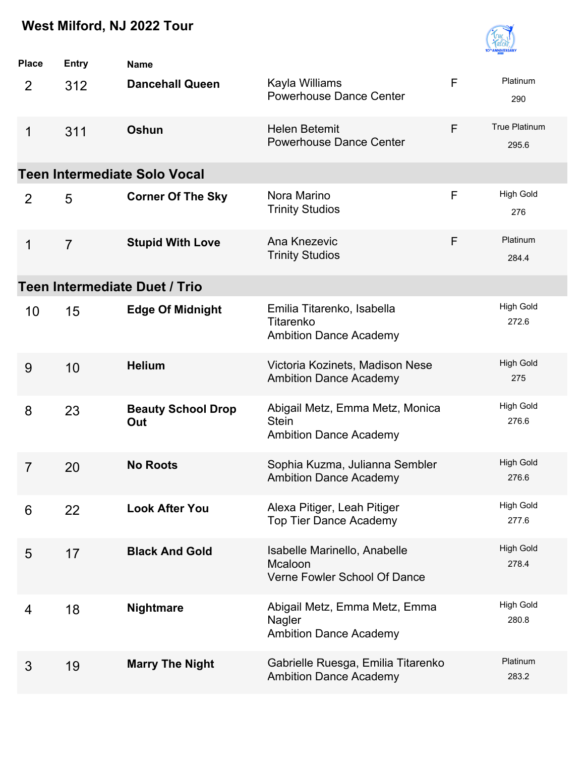## West Milford, NJ 2022 Tour

| Place | Entry | Name | | | |
|---|---|---|---|---|---|
| 2 | 312 | **Dancehall Queen** | Kayla Williams<br>Powerhouse Dance Center | F | Platinum<br>290 |
| 1 | 311 | **Oshun** | Helen Betemit<br>Powerhouse Dance Center | F | True Platinum<br>295.6 |

### Teen Intermediate Solo Vocal

| Place | Entry | Name | | | |
|---|---|---|---|---|---|
| 2 | 5 | **Corner Of The Sky** | Nora Marino<br>Trinity Studios | F | High Gold<br>276 |
| 1 | 7 | **Stupid With Love** | Ana Knezevic<br>Trinity Studios | F | Platinum<br>284.4 |

### Teen Intermediate Duet / Trio

| Place | Entry | Name | | | |
|---|---|---|---|---|---|
| 10 | 15 | **Edge Of Midnight** | Emilia Titarenko, Isabella Titarenko<br>Ambition Dance Academy | | High Gold<br>272.6 |
| 9 | 10 | **Helium** | Victoria Kozinets, Madison Nese<br>Ambition Dance Academy | | High Gold<br>275 |
| 8 | 23 | **Beauty School Drop Out** | Abigail Metz, Emma Metz, Monica Stein<br>Ambition Dance Academy | | High Gold<br>276.6 |
| 7 | 20 | **No Roots** | Sophia Kuzma, Julianna Sembler<br>Ambition Dance Academy | | High Gold<br>276.6 |
| 6 | 22 | **Look After You** | Alexa Pitiger, Leah Pitiger<br>Top Tier Dance Academy | | High Gold<br>277.6 |
| 5 | 17 | **Black And Gold** | Isabelle Marinello, Anabelle Mcaloon<br>Verne Fowler School Of Dance | | High Gold<br>278.4 |
| 4 | 18 | **Nightmare** | Abigail Metz, Emma Metz, Emma Nagler<br>Ambition Dance Academy | | High Gold<br>280.8 |
| 3 | 19 | **Marry The Night** | Gabrielle Ruesga, Emilia Titarenko<br>Ambition Dance Academy | | Platinum<br>283.2 |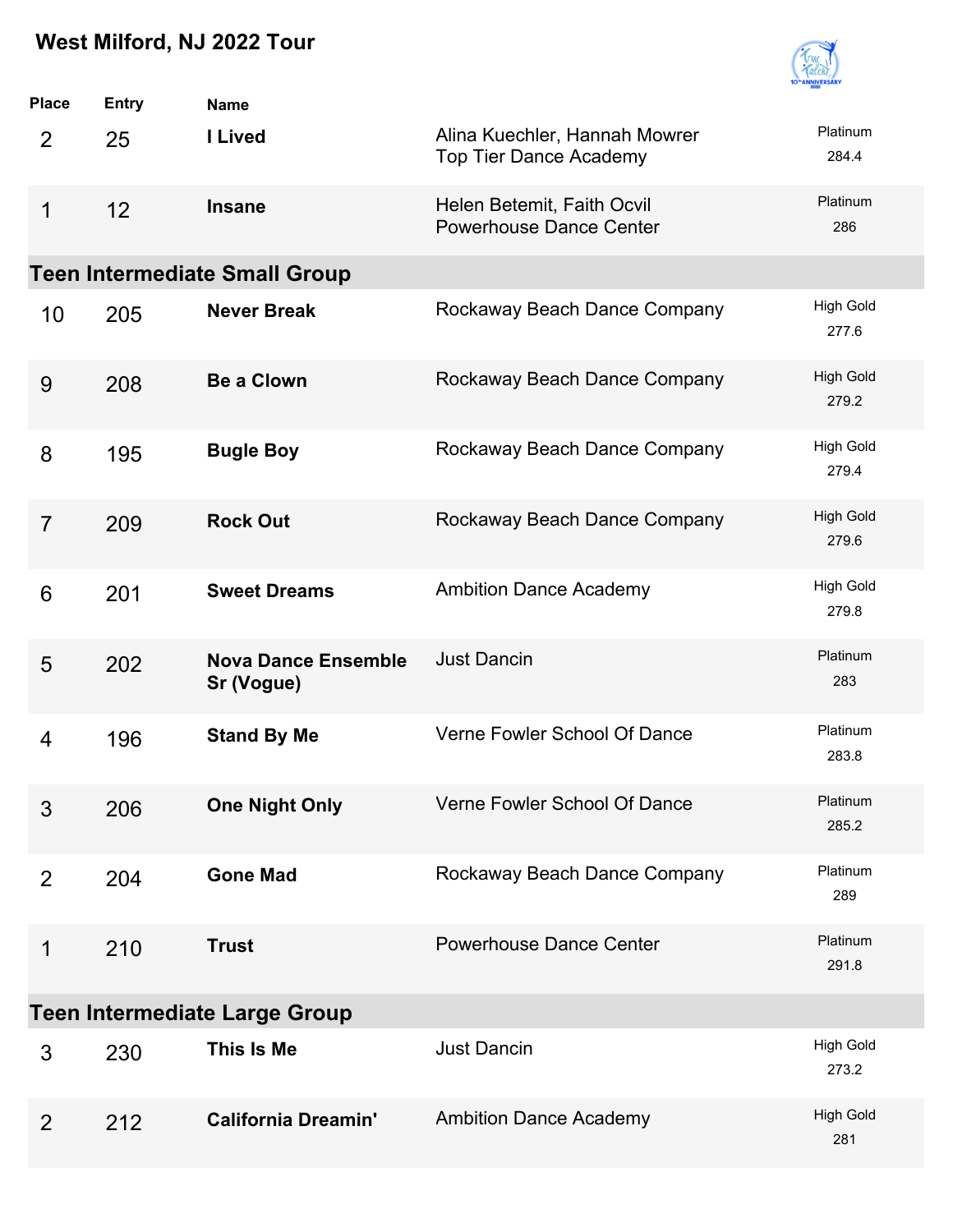## West Milford, NJ 2022 Tour

| Place | Entry | Name | | |
|---|---|---|---|---|
| 2 | 25 | **I Lived** | Alina Kuechler, Hannah Mowrer<br>Top Tier Dance Academy | Platinum<br>284.4 |
| 1 | 12 | **Insane** | Helen Betemit, Faith Ocvil<br>Powerhouse Dance Center | Platinum<br>286 |

### Teen Intermediate Small Group

| Place | Entry | Name | | |
|---|---|---|---|---|
| 10 | 205 | **Never Break** | Rockaway Beach Dance Company | High Gold<br>277.6 |
| 9 | 208 | **Be a Clown** | Rockaway Beach Dance Company | High Gold<br>279.2 |
| 8 | 195 | **Bugle Boy** | Rockaway Beach Dance Company | High Gold<br>279.4 |
| 7 | 209 | **Rock Out** | Rockaway Beach Dance Company | High Gold<br>279.6 |
| 6 | 201 | **Sweet Dreams** | Ambition Dance Academy | High Gold<br>279.8 |
| 5 | 202 | **Nova Dance Ensemble Sr (Vogue)** | Just Dancin | Platinum<br>283 |
| 4 | 196 | **Stand By Me** | Verne Fowler School Of Dance | Platinum<br>283.8 |
| 3 | 206 | **One Night Only** | Verne Fowler School Of Dance | Platinum<br>285.2 |
| 2 | 204 | **Gone Mad** | Rockaway Beach Dance Company | Platinum<br>289 |
| 1 | 210 | **Trust** | Powerhouse Dance Center | Platinum<br>291.8 |

### Teen Intermediate Large Group

| Place | Entry | Name | | |
|---|---|---|---|---|
| 3 | 230 | **This Is Me** | Just Dancin | High Gold<br>273.2 |
| 2 | 212 | **California Dreamin'** | Ambition Dance Academy | High Gold<br>281 |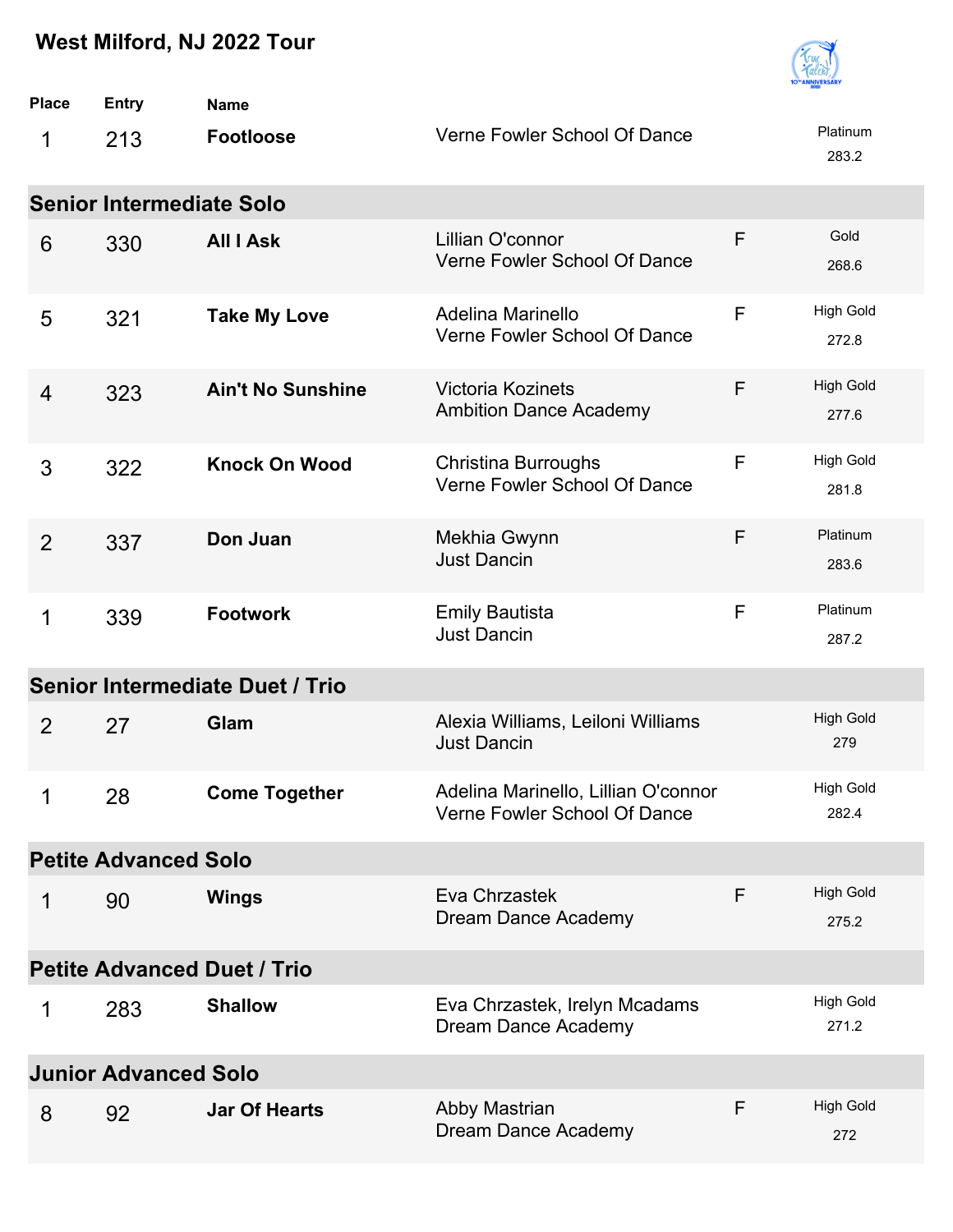## West Milford, NJ 2022 Tour

| Place | Entry | Name | | | |
|---|---|---|---|---|---|
| 1 | 213 | **Footloose** | Verne Fowler School Of Dance | | Platinum 283.2 |

### Senior Intermediate Solo

| Place | Entry | Name | | | |
|---|---|---|---|---|---|
| 6 | 330 | **All I Ask** | Lillian O'connor<br>Verne Fowler School Of Dance | F | Gold 268.6 |
| 5 | 321 | **Take My Love** | Adelina Marinello<br>Verne Fowler School Of Dance | F | High Gold 272.8 |
| 4 | 323 | **Ain't No Sunshine** | Victoria Kozinets<br>Ambition Dance Academy | F | High Gold 277.6 |
| 3 | 322 | **Knock On Wood** | Christina Burroughs<br>Verne Fowler School Of Dance | F | High Gold 281.8 |
| 2 | 337 | **Don Juan** | Mekhia Gwynn<br>Just Dancin | F | Platinum 283.6 |
| 1 | 339 | **Footwork** | Emily Bautista<br>Just Dancin | F | Platinum 287.2 |

### Senior Intermediate Duet / Trio

| Place | Entry | Name | | | |
|---|---|---|---|---|---|
| 2 | 27 | **Glam** | Alexia Williams, Leiloni Williams<br>Just Dancin | | High Gold 279 |
| 1 | 28 | **Come Together** | Adelina Marinello, Lillian O'connor<br>Verne Fowler School Of Dance | | High Gold 282.4 |

### Petite Advanced Solo

| Place | Entry | Name | | | |
|---|---|---|---|---|---|
| 1 | 90 | **Wings** | Eva Chrzastek<br>Dream Dance Academy | F | High Gold 275.2 |

### Petite Advanced Duet / Trio

| Place | Entry | Name | | | |
|---|---|---|---|---|---|
| 1 | 283 | **Shallow** | Eva Chrzastek, Irelyn Mcadams<br>Dream Dance Academy | | High Gold 271.2 |

### Junior Advanced Solo

| Place | Entry | Name | | | |
|---|---|---|---|---|---|
| 8 | 92 | **Jar Of Hearts** | Abby Mastrian<br>Dream Dance Academy | F | High Gold 272 |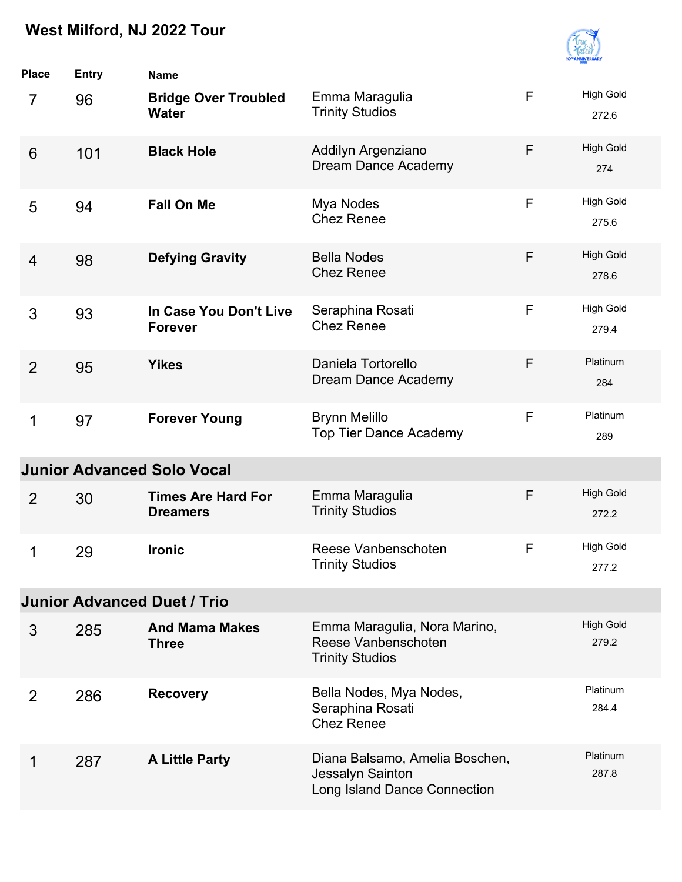## West Milford, NJ 2022 Tour

| Place | Entry | Name | | | |
|---|---|---|---|---|---|
| 7 | 96 | **Bridge Over Troubled Water** | Emma Maragulia<br>Trinity Studios | F | High Gold<br>272.6 |
| 6 | 101 | **Black Hole** | Addilyn Argenziano<br>Dream Dance Academy | F | High Gold<br>274 |
| 5 | 94 | **Fall On Me** | Mya Nodes<br>Chez Renee | F | High Gold<br>275.6 |
| 4 | 98 | **Defying Gravity** | Bella Nodes<br>Chez Renee | F | High Gold<br>278.6 |
| 3 | 93 | **In Case You Don't Live Forever** | Seraphina Rosati<br>Chez Renee | F | High Gold<br>279.4 |
| 2 | 95 | **Yikes** | Daniela Tortorello<br>Dream Dance Academy | F | Platinum<br>284 |
| 1 | 97 | **Forever Young** | Brynn Melillo<br>Top Tier Dance Academy | F | Platinum<br>289 |

### Junior Advanced Solo Vocal

| Place | Entry | Name | | | |
|---|---|---|---|---|---|
| 2 | 30 | **Times Are Hard For Dreamers** | Emma Maragulia<br>Trinity Studios | F | High Gold<br>272.2 |
| 1 | 29 | **Ironic** | Reese Vanbenschoten<br>Trinity Studios | F | High Gold<br>277.2 |

### Junior Advanced Duet / Trio

| Place | Entry | Name | | | |
|---|---|---|---|---|---|
| 3 | 285 | **And Mama Makes Three** | Emma Maragulia, Nora Marino, Reese Vanbenschoten<br>Trinity Studios | | High Gold<br>279.2 |
| 2 | 286 | **Recovery** | Bella Nodes, Mya Nodes, Seraphina Rosati<br>Chez Renee | | Platinum<br>284.4 |
| 1 | 287 | **A Little Party** | Diana Balsamo, Amelia Boschen, Jessalyn Sainton<br>Long Island Dance Connection | | Platinum<br>287.8 |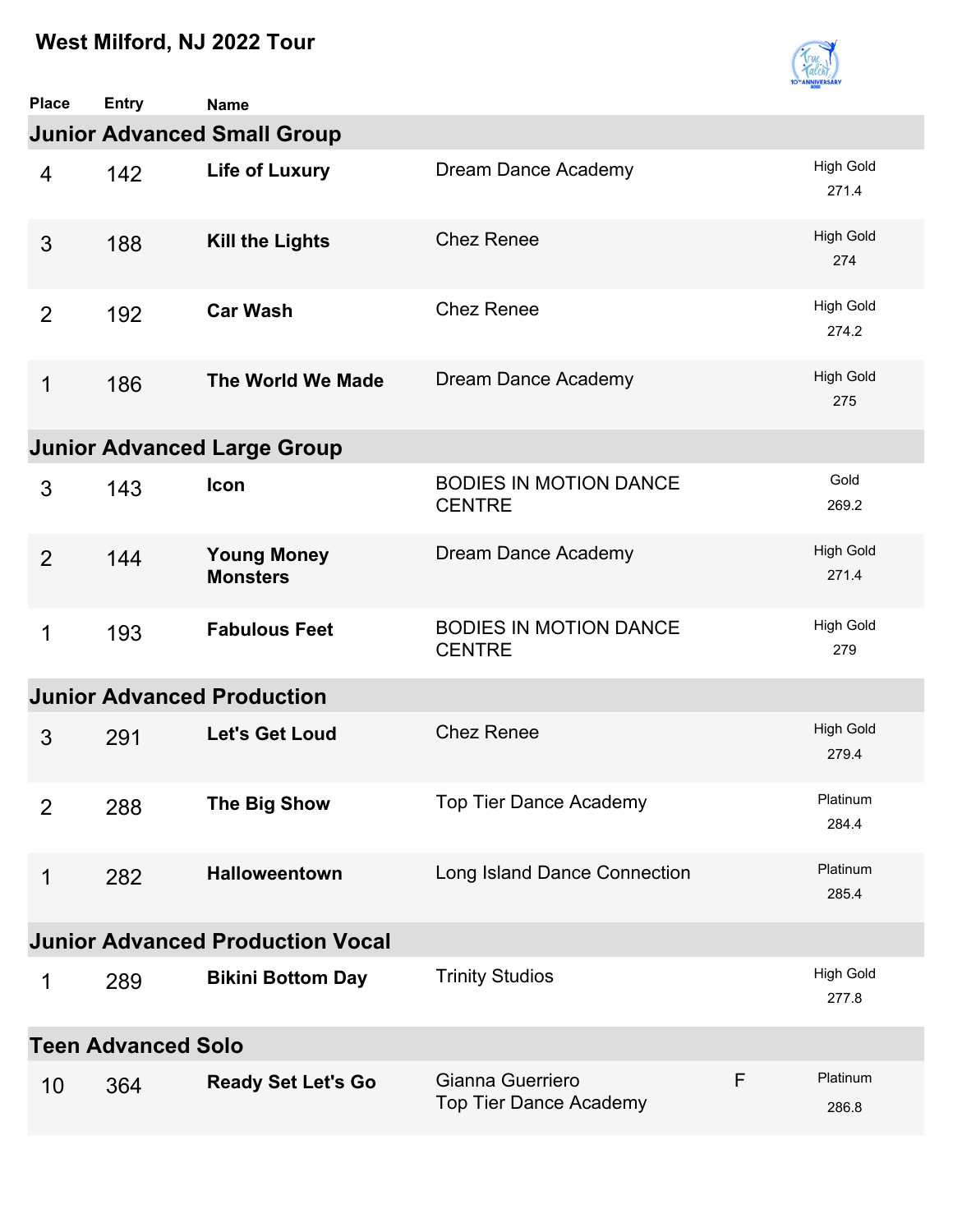## West Milford, NJ 2022 Tour

| Place | Entry | Name | | | |
|---|---|---|---|---|---|
| **Junior Advanced Small Group** | | | | | |
| 4 | 142 | **Life of Luxury** | Dream Dance Academy | | High Gold 271.4 |
| 3 | 188 | **Kill the Lights** | Chez Renee | | High Gold 274 |
| 2 | 192 | **Car Wash** | Chez Renee | | High Gold 274.2 |
| 1 | 186 | **The World We Made** | Dream Dance Academy | | High Gold 275 |
| **Junior Advanced Large Group** | | | | | |
| 3 | 143 | **Icon** | BODIES IN MOTION DANCE CENTRE | | Gold 269.2 |
| 2 | 144 | **Young Money Monsters** | Dream Dance Academy | | High Gold 271.4 |
| 1 | 193 | **Fabulous Feet** | BODIES IN MOTION DANCE CENTRE | | High Gold 279 |
| **Junior Advanced Production** | | | | | |
| 3 | 291 | **Let's Get Loud** | Chez Renee | | High Gold 279.4 |
| 2 | 288 | **The Big Show** | Top Tier Dance Academy | | Platinum 284.4 |
| 1 | 282 | **Halloweentown** | Long Island Dance Connection | | Platinum 285.4 |
| **Junior Advanced Production Vocal** | | | | | |
| 1 | 289 | **Bikini Bottom Day** | Trinity Studios | | High Gold 277.8 |
| **Teen Advanced Solo** | | | | | |
| 10 | 364 | **Ready Set Let's Go** | Gianna Guerriero<br>Top Tier Dance Academy | F | Platinum 286.8 |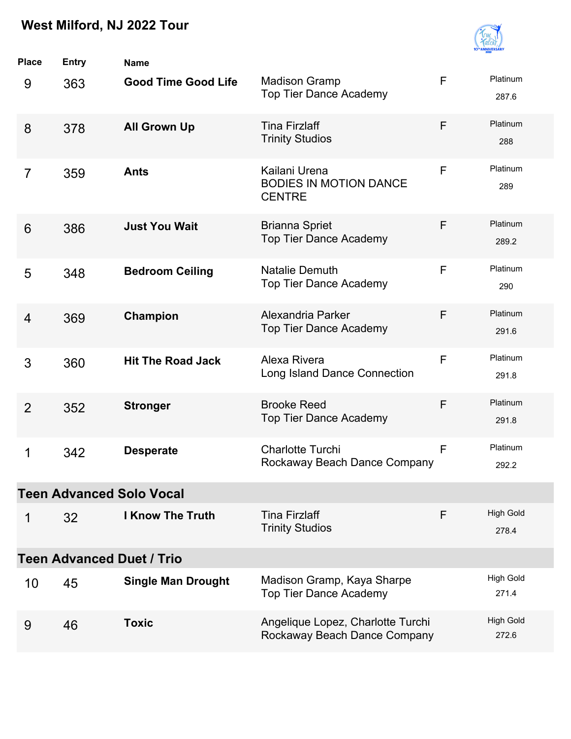## West Milford, NJ 2022 Tour

| Place | Entry | Name | | | |
|---|---|---|---|---|---|
| 9 | 363 | **Good Time Good Life** | Madison Gramp<br>Top Tier Dance Academy | F | Platinum<br>287.6 |
| 8 | 378 | **All Grown Up** | Tina Firzlaff<br>Trinity Studios | F | Platinum<br>288 |
| 7 | 359 | **Ants** | Kailani Urena<br>BODIES IN MOTION DANCE CENTRE | F | Platinum<br>289 |
| 6 | 386 | **Just You Wait** | Brianna Spriet<br>Top Tier Dance Academy | F | Platinum<br>289.2 |
| 5 | 348 | **Bedroom Ceiling** | Natalie Demuth<br>Top Tier Dance Academy | F | Platinum<br>290 |
| 4 | 369 | **Champion** | Alexandria Parker<br>Top Tier Dance Academy | F | Platinum<br>291.6 |
| 3 | 360 | **Hit The Road Jack** | Alexa Rivera<br>Long Island Dance Connection | F | Platinum<br>291.8 |
| 2 | 352 | **Stronger** | Brooke Reed<br>Top Tier Dance Academy | F | Platinum<br>291.8 |
| 1 | 342 | **Desperate** | Charlotte Turchi<br>Rockaway Beach Dance Company | F | Platinum<br>292.2 |

### Teen Advanced Solo Vocal

| Place | Entry | Name | | | |
|---|---|---|---|---|---|
| 1 | 32 | **I Know The Truth** | Tina Firzlaff<br>Trinity Studios | F | High Gold<br>278.4 |

### Teen Advanced Duet / Trio

| Place | Entry | Name | | | |
|---|---|---|---|---|---|
| 10 | 45 | **Single Man Drought** | Madison Gramp, Kaya Sharpe<br>Top Tier Dance Academy | | High Gold<br>271.4 |
| 9 | 46 | **Toxic** | Angelique Lopez, Charlotte Turchi<br>Rockaway Beach Dance Company | | High Gold<br>272.6 |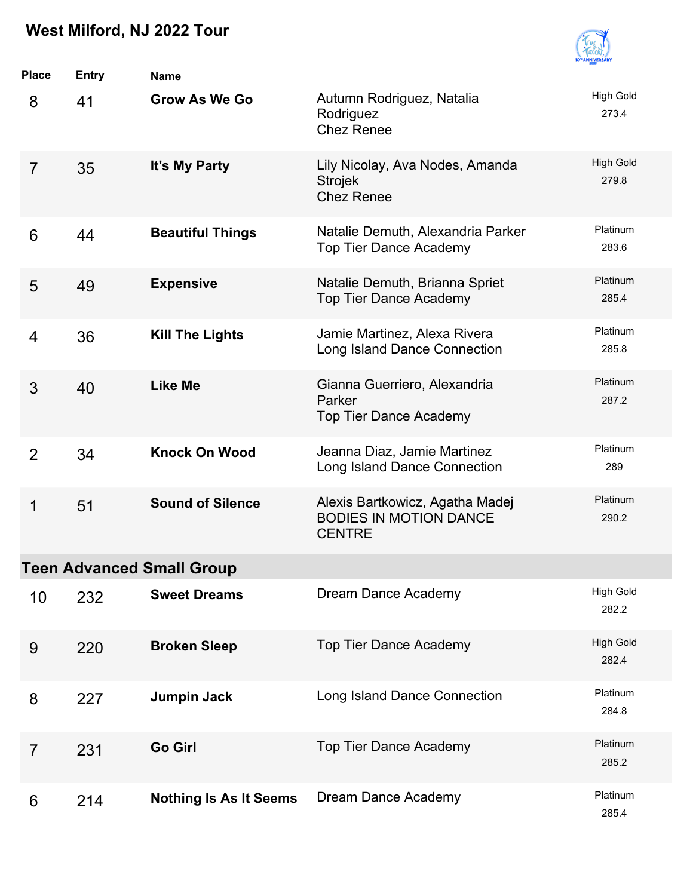## West Milford, NJ 2022 Tour

| Place | Entry | Name | | |
|---|---|---|---|---|
| 8 | 41 | **Grow As We Go** | Autumn Rodriguez, Natalia Rodriguez<br>Chez Renee | High Gold<br>273.4 |
| 7 | 35 | **It's My Party** | Lily Nicolay, Ava Nodes, Amanda Strojek<br>Chez Renee | High Gold<br>279.8 |
| 6 | 44 | **Beautiful Things** | Natalie Demuth, Alexandria Parker<br>Top Tier Dance Academy | Platinum<br>283.6 |
| 5 | 49 | **Expensive** | Natalie Demuth, Brianna Spriet<br>Top Tier Dance Academy | Platinum<br>285.4 |
| 4 | 36 | **Kill The Lights** | Jamie Martinez, Alexa Rivera<br>Long Island Dance Connection | Platinum<br>285.8 |
| 3 | 40 | **Like Me** | Gianna Guerriero, Alexandria Parker<br>Top Tier Dance Academy | Platinum<br>287.2 |
| 2 | 34 | **Knock On Wood** | Jeanna Diaz, Jamie Martinez<br>Long Island Dance Connection | Platinum<br>289 |
| 1 | 51 | **Sound of Silence** | Alexis Bartkowicz, Agatha Madej<br>BODIES IN MOTION DANCE CENTRE | Platinum<br>290.2 |

### Teen Advanced Small Group

| Place | Entry | Name | | |
|---|---|---|---|---|
| 10 | 232 | **Sweet Dreams** | Dream Dance Academy | High Gold<br>282.2 |
| 9 | 220 | **Broken Sleep** | Top Tier Dance Academy | High Gold<br>282.4 |
| 8 | 227 | **Jumpin Jack** | Long Island Dance Connection | Platinum<br>284.8 |
| 7 | 231 | **Go Girl** | Top Tier Dance Academy | Platinum<br>285.2 |
| 6 | 214 | **Nothing Is As It Seems** | Dream Dance Academy | Platinum<br>285.4 |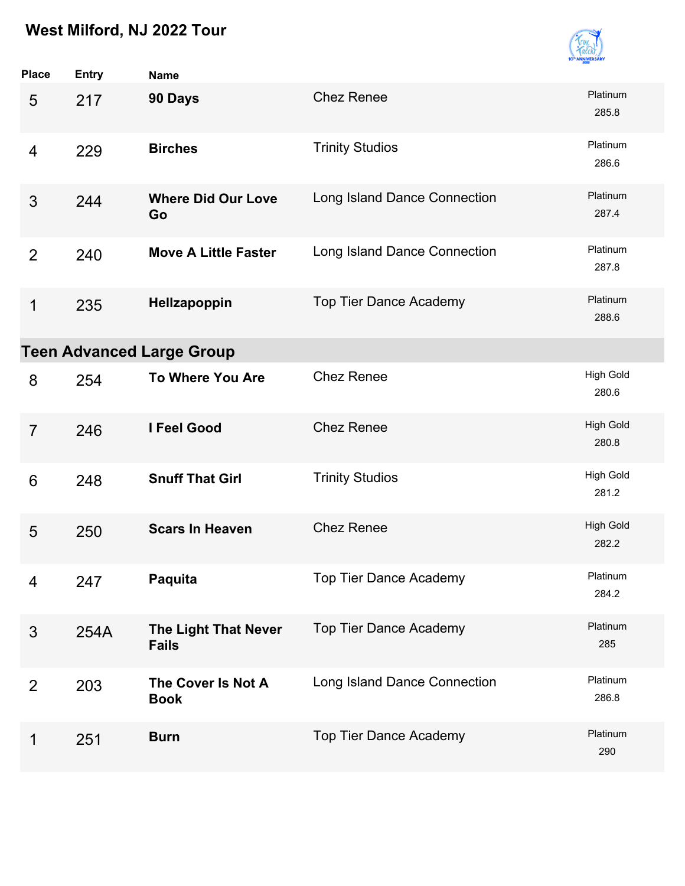# West Milford, NJ 2022 Tour

| Place | Entry | Name | | |
|---|---|---|---|---|
| 5 | 217 | **90 Days** | Chez Renee | Platinum 285.8 |
| 4 | 229 | **Birches** | Trinity Studios | Platinum 286.6 |
| 3 | 244 | **Where Did Our Love Go** | Long Island Dance Connection | Platinum 287.4 |
| 2 | 240 | **Move A Little Faster** | Long Island Dance Connection | Platinum 287.8 |
| 1 | 235 | **Hellzapoppin** | Top Tier Dance Academy | Platinum 288.6 |

## Teen Advanced Large Group

| Place | Entry | Name | | |
|---|---|---|---|---|
| 8 | 254 | **To Where You Are** | Chez Renee | High Gold 280.6 |
| 7 | 246 | **I Feel Good** | Chez Renee | High Gold 280.8 |
| 6 | 248 | **Snuff That Girl** | Trinity Studios | High Gold 281.2 |
| 5 | 250 | **Scars In Heaven** | Chez Renee | High Gold 282.2 |
| 4 | 247 | **Paquita** | Top Tier Dance Academy | Platinum 284.2 |
| 3 | 254A | **The Light That Never Fails** | Top Tier Dance Academy | Platinum 285 |
| 2 | 203 | **The Cover Is Not A Book** | Long Island Dance Connection | Platinum 286.8 |
| 1 | 251 | **Burn** | Top Tier Dance Academy | Platinum 290 |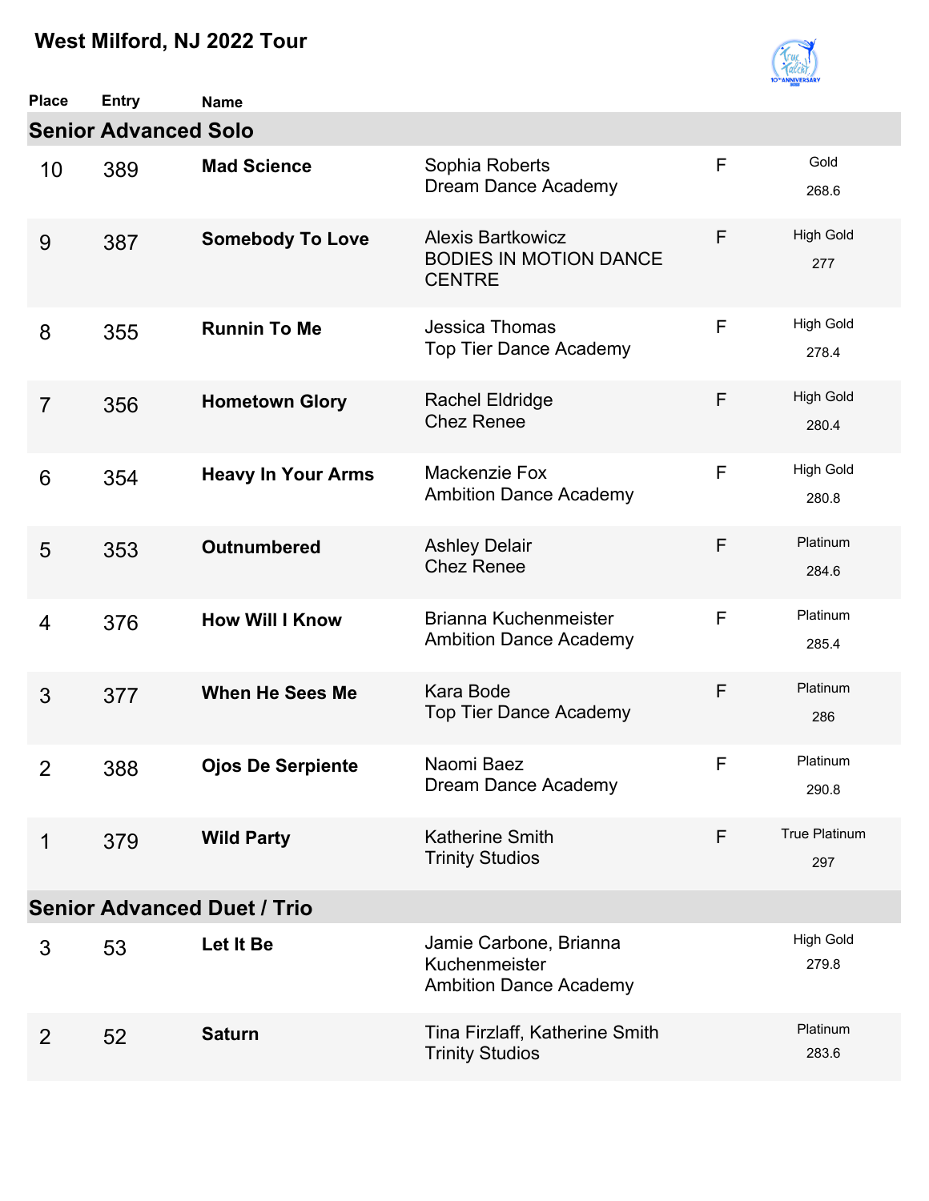# West Milford, NJ 2022 Tour

## Senior Advanced Solo

| Place | Entry | Name | | | |
|---|---|---|---|---|---|
| 10 | 389 | **Mad Science** | Sophia Roberts<br>Dream Dance Academy | F | Gold<br>268.6 |
| 9 | 387 | **Somebody To Love** | Alexis Bartkowicz<br>BODIES IN MOTION DANCE CENTRE | F | High Gold<br>277 |
| 8 | 355 | **Runnin To Me** | Jessica Thomas<br>Top Tier Dance Academy | F | High Gold<br>278.4 |
| 7 | 356 | **Hometown Glory** | Rachel Eldridge<br>Chez Renee | F | High Gold<br>280.4 |
| 6 | 354 | **Heavy In Your Arms** | Mackenzie Fox<br>Ambition Dance Academy | F | High Gold<br>280.8 |
| 5 | 353 | **Outnumbered** | Ashley Delair<br>Chez Renee | F | Platinum<br>284.6 |
| 4 | 376 | **How Will I Know** | Brianna Kuchenmeister<br>Ambition Dance Academy | F | Platinum<br>285.4 |
| 3 | 377 | **When He Sees Me** | Kara Bode<br>Top Tier Dance Academy | F | Platinum<br>286 |
| 2 | 388 | **Ojos De Serpiente** | Naomi Baez<br>Dream Dance Academy | F | Platinum<br>290.8 |
| 1 | 379 | **Wild Party** | Katherine Smith<br>Trinity Studios | F | True Platinum<br>297 |

## Senior Advanced Duet / Trio

| Place | Entry | Name | | | |
|---|---|---|---|---|---|
| 3 | 53 | **Let It Be** | Jamie Carbone, Brianna Kuchenmeister<br>Ambition Dance Academy | | High Gold<br>279.8 |
| 2 | 52 | **Saturn** | Tina Firzlaff, Katherine Smith<br>Trinity Studios | | Platinum<br>283.6 |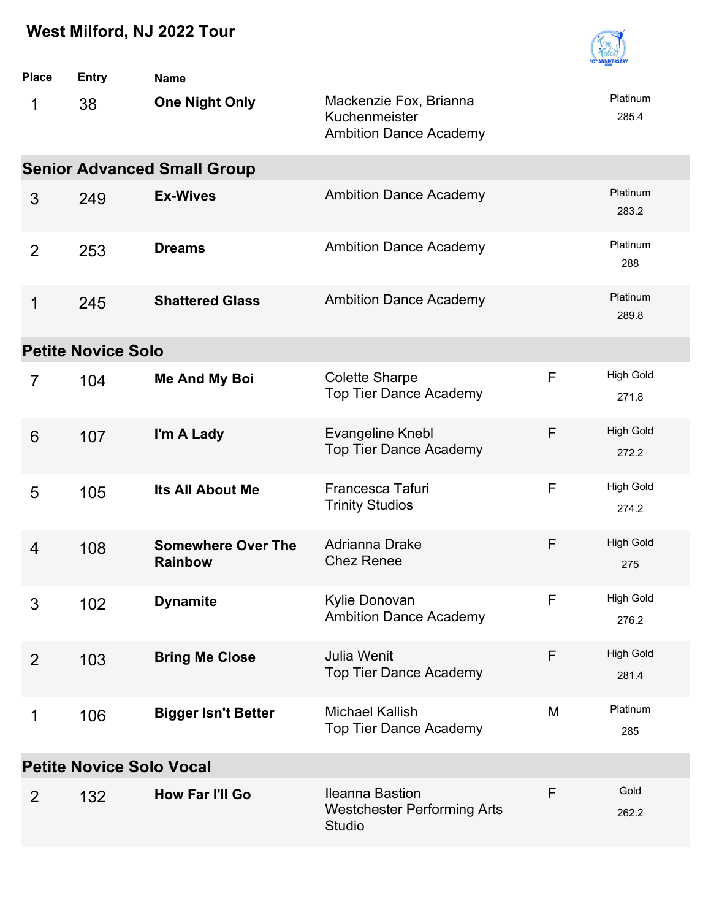## West Milford, NJ 2022 Tour

| Place | Entry | Name | | | |
|---|---|---|---|---|---|
| 1 | 38 | **One Night Only** | Mackenzie Fox, Brianna Kuchenmeister<br>Ambition Dance Academy | | Platinum<br>285.4 |

### Senior Advanced Small Group

| Place | Entry | Name | | | |
|---|---|---|---|---|---|
| 3 | 249 | **Ex-Wives** | Ambition Dance Academy | | Platinum<br>283.2 |
| 2 | 253 | **Dreams** | Ambition Dance Academy | | Platinum<br>288 |
| 1 | 245 | **Shattered Glass** | Ambition Dance Academy | | Platinum<br>289.8 |

### Petite Novice Solo

| Place | Entry | Name | | | |
|---|---|---|---|---|---|
| 7 | 104 | **Me And My Boi** | Colette Sharpe<br>Top Tier Dance Academy | F | High Gold<br>271.8 |
| 6 | 107 | **I'm A Lady** | Evangeline Knebl<br>Top Tier Dance Academy | F | High Gold<br>272.2 |
| 5 | 105 | **Its All About Me** | Francesca Tafuri<br>Trinity Studios | F | High Gold<br>274.2 |
| 4 | 108 | **Somewhere Over The Rainbow** | Adrianna Drake<br>Chez Renee | F | High Gold<br>275 |
| 3 | 102 | **Dynamite** | Kylie Donovan<br>Ambition Dance Academy | F | High Gold<br>276.2 |
| 2 | 103 | **Bring Me Close** | Julia Wenit<br>Top Tier Dance Academy | F | High Gold<br>281.4 |
| 1 | 106 | **Bigger Isn't Better** | Michael Kallish<br>Top Tier Dance Academy | M | Platinum<br>285 |

### Petite Novice Solo Vocal

| Place | Entry | Name | | | |
|---|---|---|---|---|---|
| 2 | 132 | **How Far I'll Go** | Ileanna Bastion<br>Westchester Performing Arts Studio | F | Gold<br>262.2 |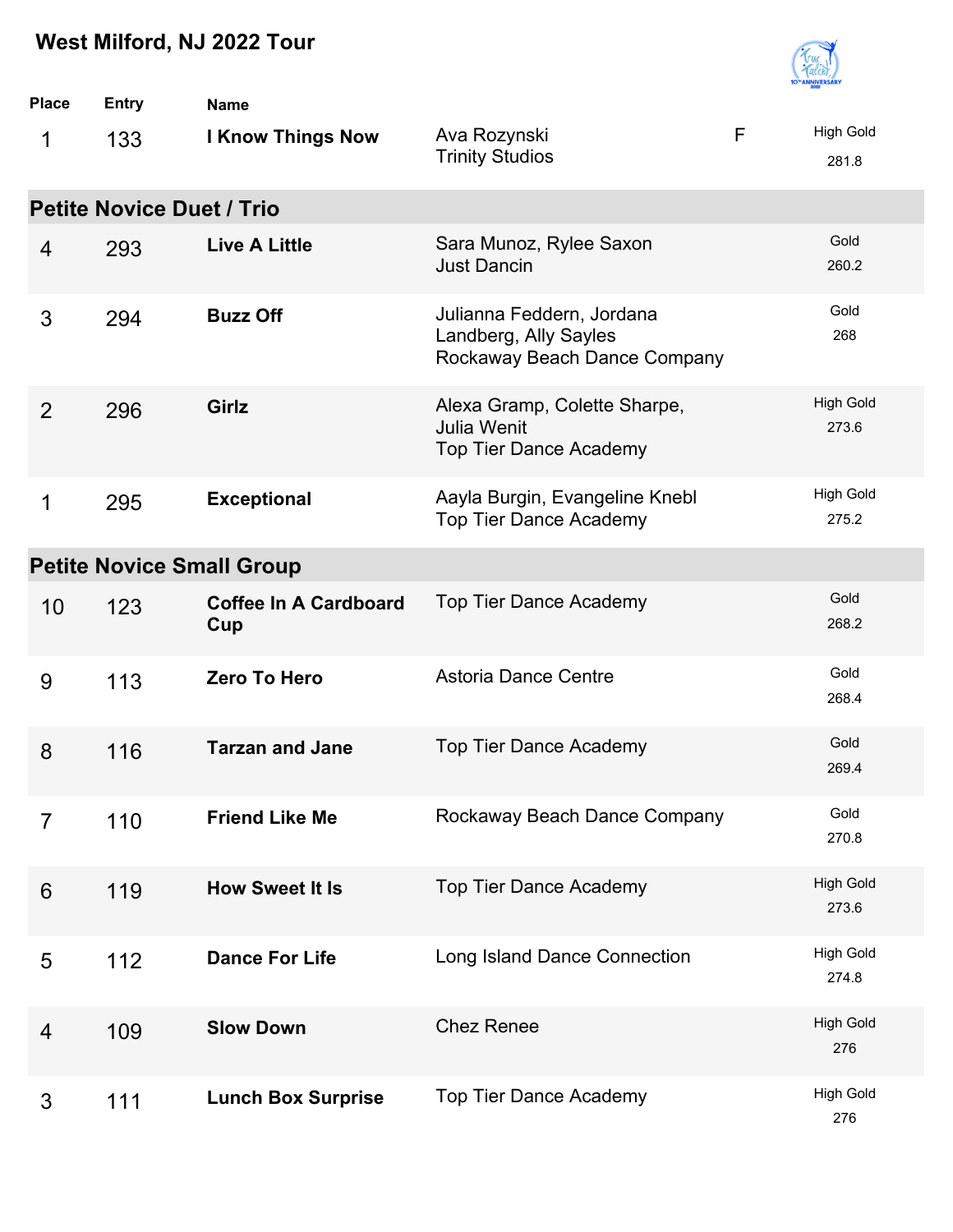# West Milford, NJ 2022 Tour

| Place | Entry | Name | | | |
|---|---|---|---|---|---|
| 1 | 133 | **I Know Things Now** | Ava Rozynski<br>Trinity Studios | F | High Gold<br>281.8 |

## Petite Novice Duet / Trio

| Place | Entry | Name | | | |
|---|---|---|---|---|---|
| 4 | 293 | **Live A Little** | Sara Munoz, Rylee Saxon<br>Just Dancin | | Gold<br>260.2 |
| 3 | 294 | **Buzz Off** | Julianna Feddern, Jordana Landberg, Ally Sayles<br>Rockaway Beach Dance Company | | Gold<br>268 |
| 2 | 296 | **Girlz** | Alexa Gramp, Colette Sharpe, Julia Wenit<br>Top Tier Dance Academy | | High Gold<br>273.6 |
| 1 | 295 | **Exceptional** | Aayla Burgin, Evangeline Knebl<br>Top Tier Dance Academy | | High Gold<br>275.2 |

## Petite Novice Small Group

| Place | Entry | Name | | | |
|---|---|---|---|---|---|
| 10 | 123 | **Coffee In A Cardboard Cup** | Top Tier Dance Academy | | Gold<br>268.2 |
| 9 | 113 | **Zero To Hero** | Astoria Dance Centre | | Gold<br>268.4 |
| 8 | 116 | **Tarzan and Jane** | Top Tier Dance Academy | | Gold<br>269.4 |
| 7 | 110 | **Friend Like Me** | Rockaway Beach Dance Company | | Gold<br>270.8 |
| 6 | 119 | **How Sweet It Is** | Top Tier Dance Academy | | High Gold<br>273.6 |
| 5 | 112 | **Dance For Life** | Long Island Dance Connection | | High Gold<br>274.8 |
| 4 | 109 | **Slow Down** | Chez Renee | | High Gold<br>276 |
| 3 | 111 | **Lunch Box Surprise** | Top Tier Dance Academy | | High Gold<br>276 |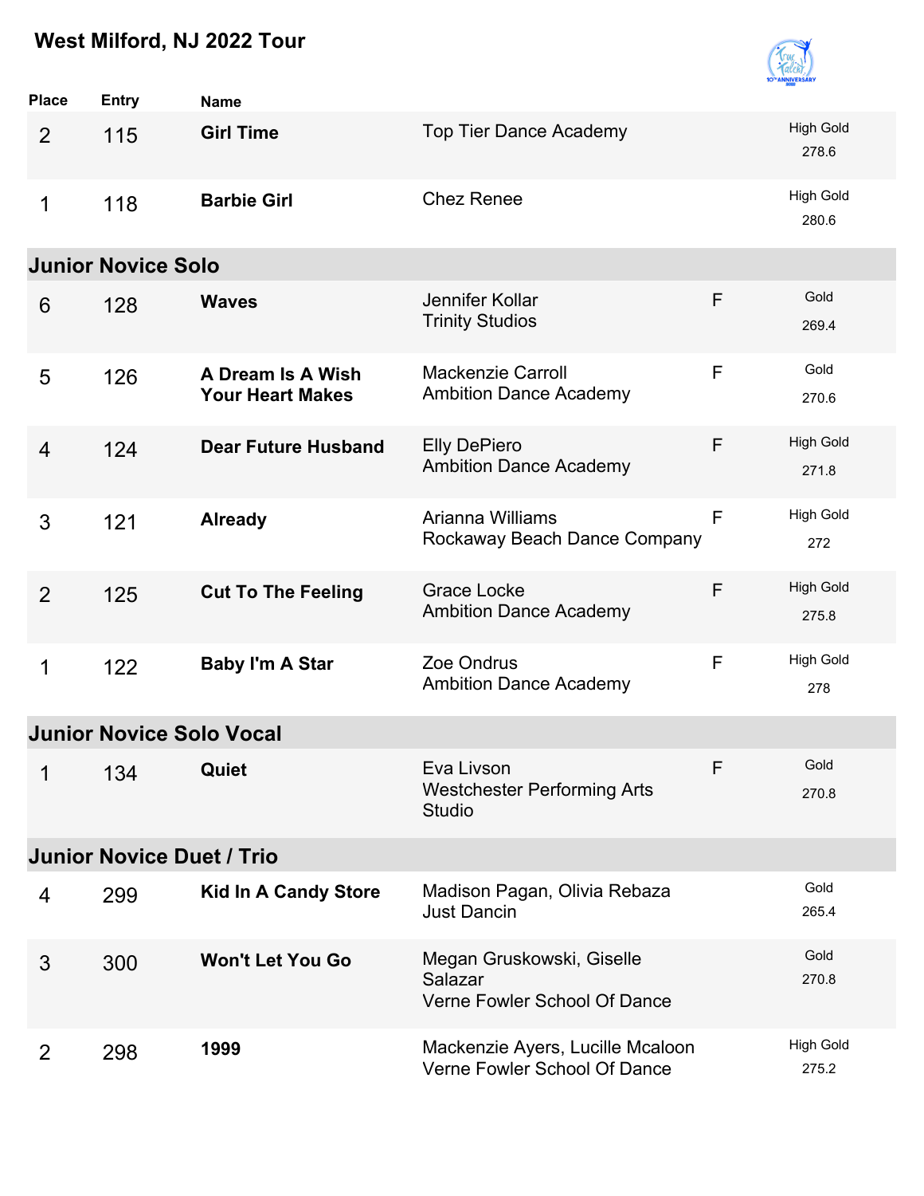# West Milford, NJ 2022 Tour

| Place | Entry | Name | | | |
|---|---|---|---|---|---|
| 2 | 115 | **Girl Time** | Top Tier Dance Academy | | High Gold 278.6 |
| 1 | 118 | **Barbie Girl** | Chez Renee | | High Gold 280.6 |

## Junior Novice Solo

| Place | Entry | Name | | | |
|---|---|---|---|---|---|
| 6 | 128 | **Waves** | Jennifer Kollar<br>Trinity Studios | F | Gold 269.4 |
| 5 | 126 | **A Dream Is A Wish Your Heart Makes** | Mackenzie Carroll<br>Ambition Dance Academy | F | Gold 270.6 |
| 4 | 124 | **Dear Future Husband** | Elly DePiero<br>Ambition Dance Academy | F | High Gold 271.8 |
| 3 | 121 | **Already** | Arianna Williams<br>Rockaway Beach Dance Company | F | High Gold 272 |
| 2 | 125 | **Cut To The Feeling** | Grace Locke<br>Ambition Dance Academy | F | High Gold 275.8 |
| 1 | 122 | **Baby I'm A Star** | Zoe Ondrus<br>Ambition Dance Academy | F | High Gold 278 |

## Junior Novice Solo Vocal

| Place | Entry | Name | | | |
|---|---|---|---|---|---|
| 1 | 134 | **Quiet** | Eva Livson<br>Westchester Performing Arts Studio | F | Gold 270.8 |

## Junior Novice Duet / Trio

| Place | Entry | Name | | | |
|---|---|---|---|---|---|
| 4 | 299 | **Kid In A Candy Store** | Madison Pagan, Olivia Rebaza<br>Just Dancin | | Gold 265.4 |
| 3 | 300 | **Won't Let You Go** | Megan Gruskowski, Giselle Salazar<br>Verne Fowler School Of Dance | | Gold 270.8 |
| 2 | 298 | **1999** | Mackenzie Ayers, Lucille Mcaloon<br>Verne Fowler School Of Dance | | High Gold 275.2 |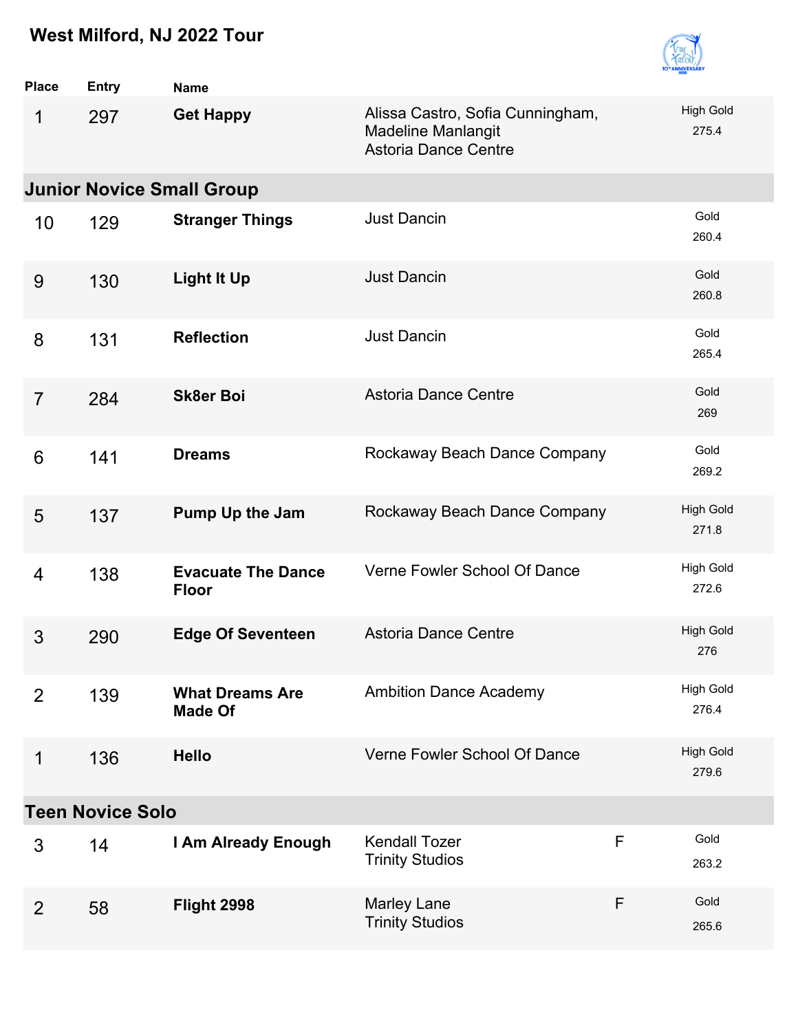## West Milford, NJ 2022 Tour

| Place | Entry | Name | | | |
|---|---|---|---|---|---|
| 1 | 297 | **Get Happy** | Alissa Castro, Sofia Cunningham, Madeline Manlangit<br>Astoria Dance Centre | | High Gold<br>275.4 |

### Junior Novice Small Group

| Place | Entry | Name | | | |
|---|---|---|---|---|---|
| 10 | 129 | **Stranger Things** | Just Dancin | | Gold<br>260.4 |
| 9 | 130 | **Light It Up** | Just Dancin | | Gold<br>260.8 |
| 8 | 131 | **Reflection** | Just Dancin | | Gold<br>265.4 |
| 7 | 284 | **Sk8er Boi** | Astoria Dance Centre | | Gold<br>269 |
| 6 | 141 | **Dreams** | Rockaway Beach Dance Company | | Gold<br>269.2 |
| 5 | 137 | **Pump Up the Jam** | Rockaway Beach Dance Company | | High Gold<br>271.8 |
| 4 | 138 | **Evacuate The Dance Floor** | Verne Fowler School Of Dance | | High Gold<br>272.6 |
| 3 | 290 | **Edge Of Seventeen** | Astoria Dance Centre | | High Gold<br>276 |
| 2 | 139 | **What Dreams Are Made Of** | Ambition Dance Academy | | High Gold<br>276.4 |
| 1 | 136 | **Hello** | Verne Fowler School Of Dance | | High Gold<br>279.6 |

### Teen Novice Solo

| Place | Entry | Name | | | |
|---|---|---|---|---|---|
| 3 | 14 | **I Am Already Enough** | Kendall Tozer<br>Trinity Studios | F | Gold<br>263.2 |
| 2 | 58 | **Flight 2998** | Marley Lane<br>Trinity Studios | F | Gold<br>265.6 |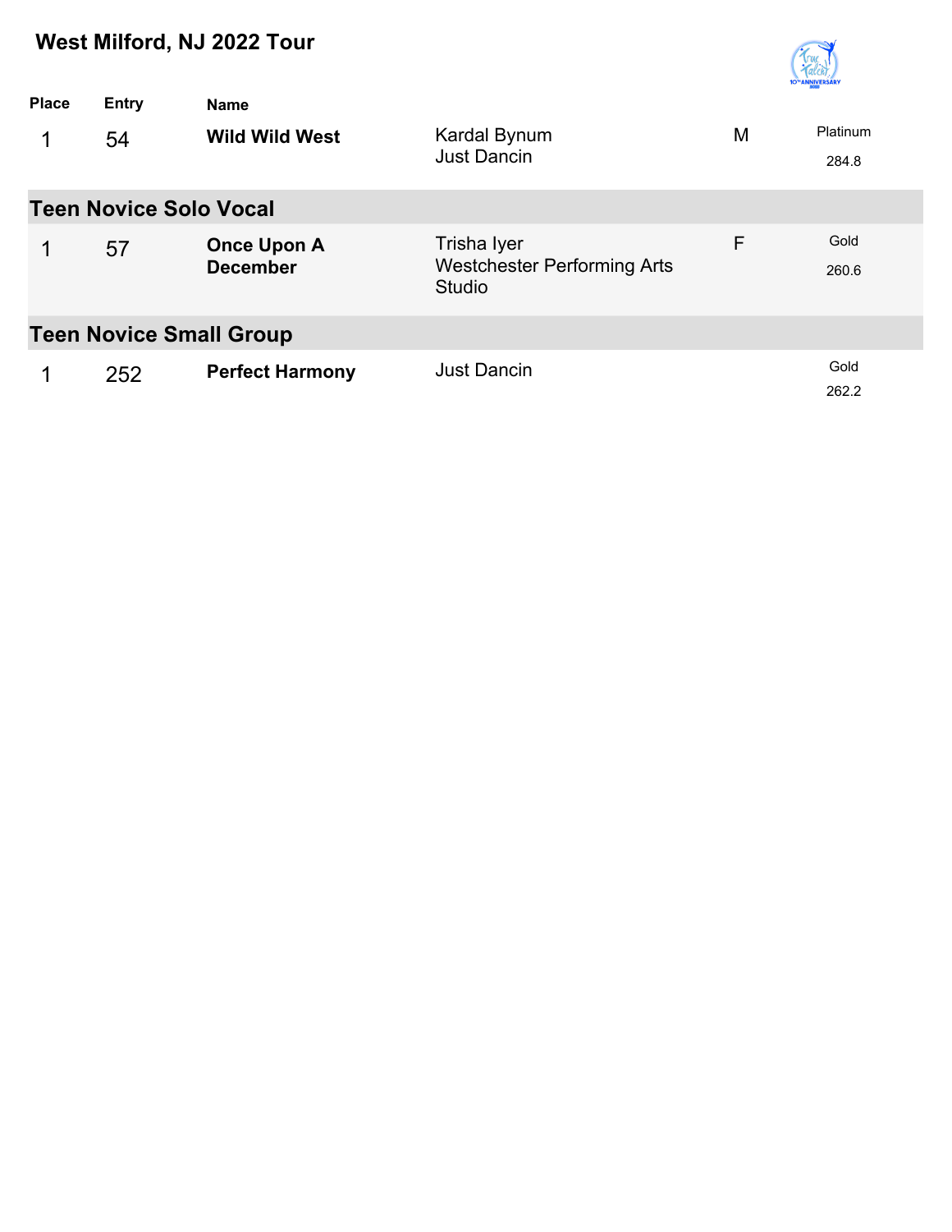# West Milford, NJ 2022 Tour

| Place | Entry | Name | | | |
|---|---|---|---|---|---|
| 1 | 54 | **Wild Wild West** | Kardal Bynum<br>Just Dancin | M | Platinum<br>284.8 |

## Teen Novice Solo Vocal

| | | | | | |
|---|---|---|---|---|---|
| 1 | 57 | **Once Upon A December** | Trisha Iyer<br>Westchester Performing Arts Studio | F | Gold<br>260.6 |

## Teen Novice Small Group

| | | | | | |
|---|---|---|---|---|---|
| 1 | 252 | **Perfect Harmony** | Just Dancin | | Gold<br>262.2 |